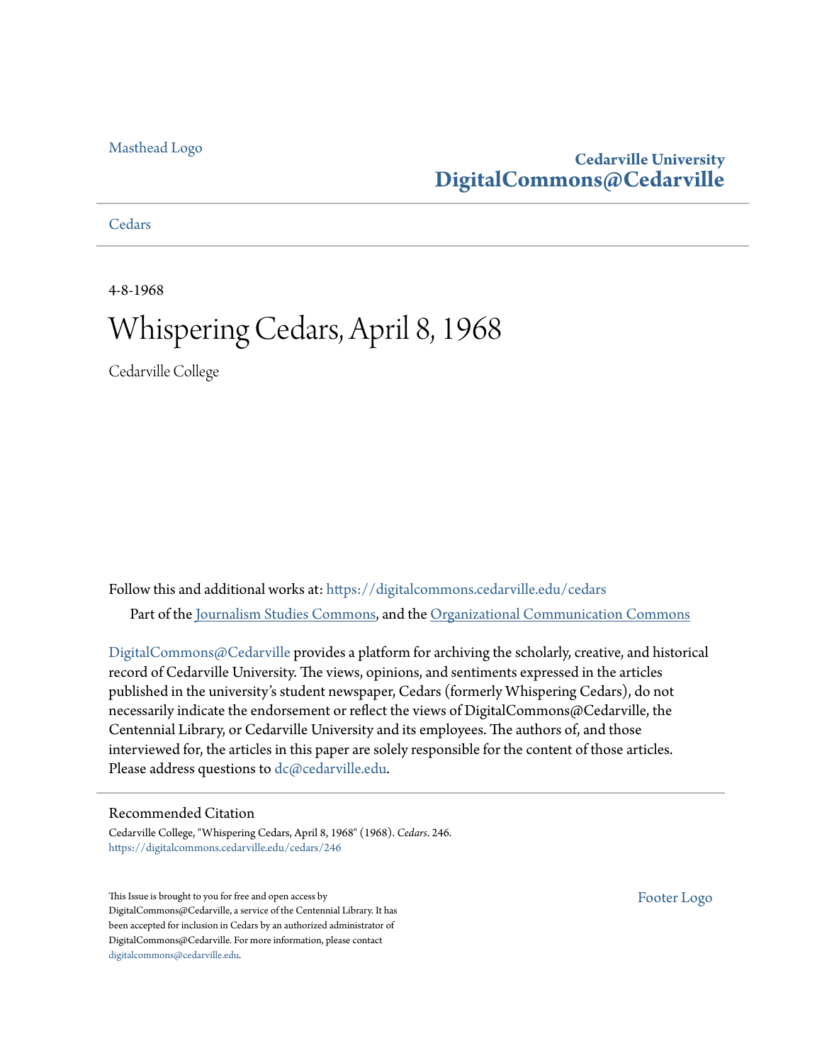Masthead Logo

**Cedarville University**
**DigitalCommons@Cedarville**

Cedars

4-8-1968

# Whispering Cedars, April 8, 1968

Cedarville College

Follow this and additional works at: https://digitalcommons.cedarville.edu/cedars

Part of the Journalism Studies Commons, and the Organizational Communication Commons

DigitalCommons@Cedarville provides a platform for archiving the scholarly, creative, and historical record of Cedarville University. The views, opinions, and sentiments expressed in the articles published in the university's student newspaper, Cedars (formerly Whispering Cedars), do not necessarily indicate the endorsement or reflect the views of DigitalCommons@Cedarville, the Centennial Library, or Cedarville University and its employees. The authors of, and those interviewed for, the articles in this paper are solely responsible for the content of those articles. Please address questions to dc@cedarville.edu.

## Recommended Citation

Cedarville College, "Whispering Cedars, April 8, 1968" (1968). *Cedars*. 246.
https://digitalcommons.cedarville.edu/cedars/246

This Issue is brought to you for free and open access by DigitalCommons@Cedarville, a service of the Centennial Library. It has been accepted for inclusion in Cedars by an authorized administrator of DigitalCommons@Cedarville. For more information, please contact digitalcommons@cedarville.edu.

Footer Logo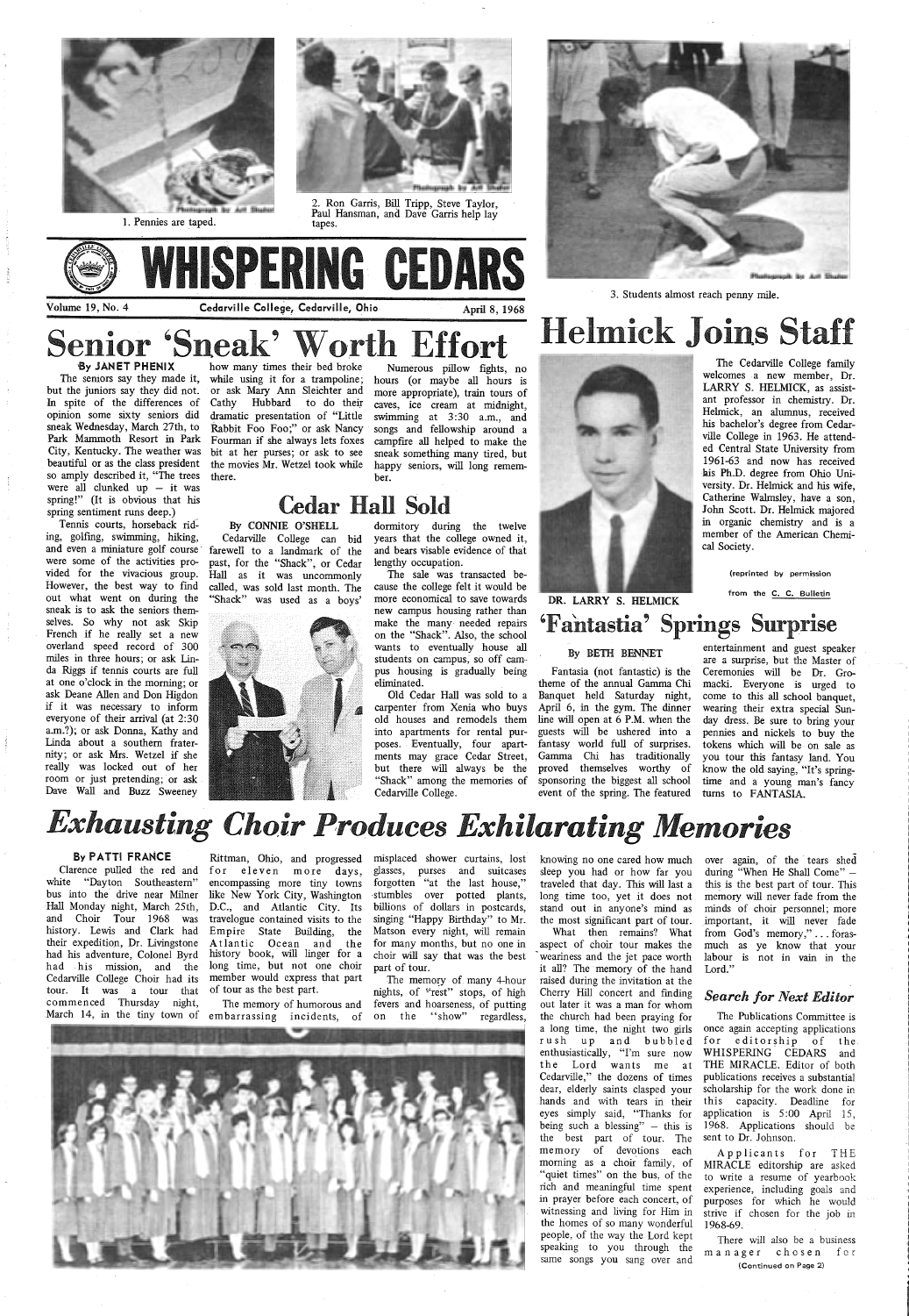1. Pennies are taped.

2. Ron Garris, Bill Tripp, Steve Taylor, Paul Hansman, and Dave Garris help lay tapes.

3. Students almost reach penny mile.

# WHISPERING CEDARS

Volume 19, No. 4 — Cedarville College, Cedarville, Ohio — April 8, 1968

## Senior 'Sneak' Worth Effort

**By JANET PHENIX**

The seniors say they made it, but the juniors say they did not. In spite of the differences of opinion some sixty seniors did sneak Wednesday, March 27th, to Park Mammoth Resort in Park City, Kentucky. The weather was beautiful or as the class president so amply described it, "The trees were all clunked up – it was spring!" (It is obvious that his spring sentiment runs deep.)

Tennis courts, horseback riding, golfing, swimming, hiking, and even a miniature golf course were some of the activities provided for the vivacious group. However, the best way to find out what went on during the sneak is to ask the seniors themselves. So why not ask Skip French if he really set a new overland speed record of 300 miles in three hours; or ask Linda Riggs if tennis courts are full at one o'clock in the morning; or ask Deane Allen and Don Higdon if it was necessary to inform everyone of their arrival (at 2:30 a.m.?); or ask Donna, Kathy and Linda about a southern fraternity; or ask Mrs. Wetzel if she really was locked out of her room or just pretending; or ask Dave Wall and Buzz Sweeney how many times their bed broke while using it for a trampoline; or ask Mary Ann Sleichter and Cathy Hubbard to do their dramatic presentation of "Little Rabbit Foo Foo;" or ask Nancy Fourman if she always lets foxes bit at her purses; or ask to see the movies Mr. Wetzel took while there.

Numerous pillow fights, no hours (or maybe all hours is more appropriate), train tours of caves, ice cream at midnight, swimming at 3:30 a.m., and songs and fellowship around a campfire all helped to make the sneak something many tired, but happy seniors, will long remember.

## Cedar Hall Sold

**By CONNIE O'SHELL**

Cedarville College can bid farewell to a landmark of the past, for the "Shack", or Cedar Hall as it was uncommonly called, was sold last month. The "Shack" was used as a boys' dormitory during the twelve years that the college owned it, and bears visable evidence of that lengthy occupation.

The sale was transacted because the college felt it would be more economical to save towards new campus housing rather than make the many needed repairs on the "Shack". Also, the school wants to eventually house all students on campus, so off campus housing is gradually being eliminated.

Old Cedar Hall was sold to a carpenter from Xenia who buys old houses and remodels them into apartments for rental purposes. Eventually, four apartments may grace Cedar Street, but there will always be the "Shack" among the memories of Cedarville College.

## Helmick Joins Staff

DR. LARRY S. HELMICK

The Cedarville College family welcomes a new member, Dr. LARRY S. HELMICK, as assistant professor in chemistry. Dr. Helmick, an alumnus, received his bachelor's degree from Cedarville College in 1963. He attended Central State University from 1961-63 and now has received his Ph.D. degree from Ohio University. Dr. Helmick and his wife, Catherine Walmsley, have a son, John Scott. Dr. Helmick majored in organic chemistry and is a member of the American Chemical Society.

(reprinted by permission from the C. C. Bulletin

## 'Fantastia' Springs Surprise

**By BETH BENNET**

Fantasia (not fantastic) is the theme of the annual Gamma Chi Banquet held Saturday night, April 6, in the gym. The dinner line will open at 6 P.M. when the guests will be ushered into a fantasy world full of surprises. Gamma Chi has traditionally proved themselves worthy of sponsoring the biggest all school event of the spring. The featured entertainment and guest speaker are a surprise, but the Master of Ceremonies will be Dr. Gromacki. Everyone is urged to come to this all school banquet, wearing their extra special Sunday dress. Be sure to bring your pennies and nickels to buy the tokens which will be on sale as you tour this fantasy land. You know the old saying, "It's springtime and a young man's fancy turns to FANTASIA.

## *Exhausting Choir Produces Exhilarating Memories*

**By PATTI FRANCE**

Clarence pulled the red and white "Dayton Southeastern" bus into the drive near Milner Hall Monday night, March 25th, and Choir Tour 1968 was history. Lewis and Clark had their expedition, Dr. Livingstone had his adventure, Colonel Byrd had his mission, and the Cedarville College Choir had its tour. It was a tour that commenced Thursday night, March 14, in the tiny town of Rittman, Ohio, and progressed for eleven more days, encompassing more tiny towns like New York City, Washington D.C., and Atlantic City. Its travelogue contained visits to the Empire State Building, the Atlantic Ocean and the history book, will linger for a long time, but not one choir member would express that part of tour as the best part.

The memory of humorous and embarrassing incidents, of misplaced shower curtains, lost glasses, purses and suitcases forgotten "at the last house," stumbles over potted plants, billions of dollars in postcards, singing "Happy Birthday" to Mr. Matson every night, will remain for many months, but no one in choir will say that was the best part of tour.

The memory of many 4-hour nights, of "rest" stops, of high fevers and hoarseness, of putting on the "show" regardless, knowing no one cared how much sleep you had or how far you traveled that day. This will last a long time too, yet it does not stand out in anyone's mind as the most significant part of tour.

What then remains? What aspect of choir tour makes the weariness and the jet pace worth it all? The memory of the hand raised during the invitation at the Cherry Hill concert and finding out later it was a man for whom the church had been praying for a long time, the night two girls rush up and bubbled enthusiastically, "I'm sure now the Lord wants me at Cedarville," the dozens of times dear, elderly saints clasped your hands and with tears in their eyes simply said, "Thanks for being such a blessing" – this is the best part of tour. The memory of devotions each morning as a choir family, of "quiet times" on the bus, of the rich and meaningful time spent in prayer before each concert, of witnessing and living for Him in the homes of so many wonderful people, of the way the Lord kept speaking to you through the same songs you sang over and over again, of the tears shed during "When He Shall Come" – this is the best part of tour. This memory will never fade from the minds of choir personnel; more important, it will never fade from God's memory,"... forasmuch as ye know that your labour is not in vain in the Lord."

### *Search for Next Editor*

The Publications Committee is once again accepting applications for editorship of the WHISPERING CEDARS and THE MIRACLE. Editor of both publications receives a substantial scholarship for the work done in this capacity. Deadline for application is 5:00 April 15, 1968. Applications should be sent to Dr. Johnson.

Applicants for THE MIRACLE editorship are asked to write a resume of yearbook experience, including goals and purposes for which he would strive if chosen for the job in 1968-69.

There will also be a business manager chosen for

(Continued on Page 2)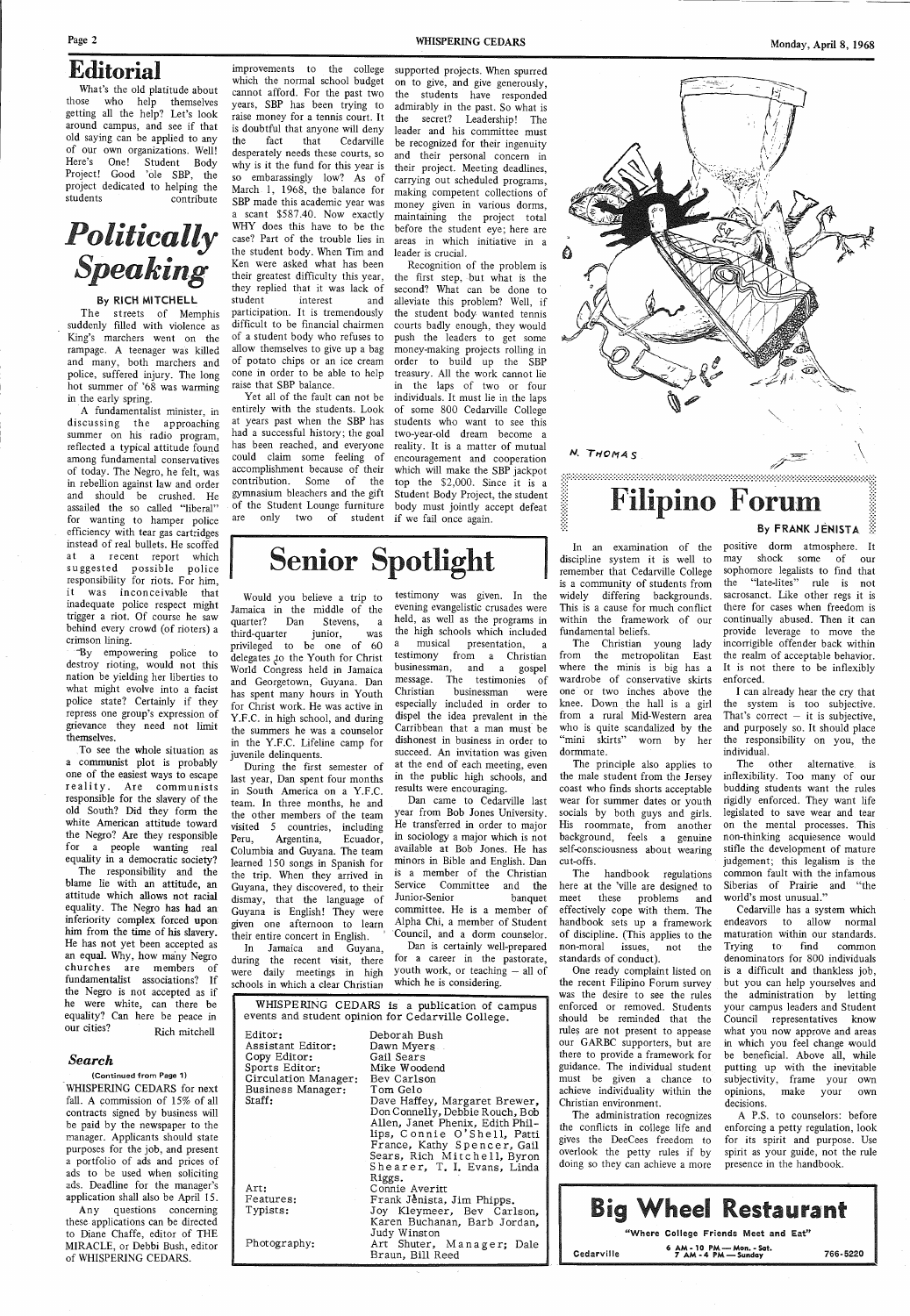## Editorial

What's the old platitude about those who help themselves getting all the help? Let's look around campus, and see if that old saying can be applied to any of our own organizations. Well! Here's One! Student Body Project! Good 'ole SBP, the project dedicated to helping the students contribute improvements to the college which the normal school budget cannot afford. For the past two years, SBP has been trying to raise money for a tennis court. It is doubtful that anyone will deny the fact that Cedarville desperately needs these courts, so why is it the fund for this year is so embarrassingly low? As of March 1, 1968, the balance for SBP made this academic year was a scant $587.40. Now exactly WHY does this have to be the case? Part of the trouble lies in the student body. When Tim and Ken were asked what has been their greatest difficulty this year, they replied that it was lack of student interest and participation. It is tremendously difficult to be financial chairmen of a student body who refuses to allow themselves to give up a bag of potato chips or an ice cream cone in order to be able to help raise that SBP balance.

Yet all of the fault can not be entirely with the students. Look at years past when the SBP has had a successful history; the goal has been reached, and everyone could claim some feeling of accomplishment because of their contribution. Some of the gymnasium bleachers and the gift of the Student Lounge furniture are only two of student supported projects. When spurred on to give, and give generously, the students have responded admirably in the past. So what is the secret? Leadership! The leader and his committee must be recognized for their ingenuity and their personal concern in their project. Meeting deadlines, carrying out scheduled programs, making competent collections of money given in various dorms, maintaining the project total before the student eye; here are areas in which initiative in a leader is crucial.

Recognition of the problem is the first step, but what is the second? What can be done to alleviate this problem? Well, if the student body wanted tennis courts badly enough, they would push the leaders to get some money-making projects rolling in order to build up the SBP treasury. All the work cannot lie in the laps of two or four individuals. It must lie in the laps of some 800 Cedarville College students who want to see this two-year-old dream become a reality. It is a matter of mutual encouragement and cooperation which will make the SBP jackpot top the $2,000. Since it is a Student Body Project, the student body must jointly accept defeat if we fail once again.

## *Politically Speaking*

**By RICH MITCHELL**

The streets of Memphis suddenly filled with violence as King's marchers went on the rampage. A teenager was killed and many, both marchers and police, suffered injury. The long hot summer of '68 was warming in the early spring.

A fundamentalist minister, in discussing the approaching summer on his radio program, reflected a typical attitude found among fundamental conservatives of today. The Negro, he felt, was in rebellion against law and order and should be crushed. He assailed the so called "liberal" for wanting to hamper police efficiency with tear gas cartridges instead of real bullets. He scoffed at a recent report which suggested possible police responsibility for riots. For him, it was inconceivable that inadequate police respect might trigger a riot. Of course he saw behind every crowd (of rioters) a crimson lining.

"By empowering police to destroy rioting, would not this nation be yielding her liberties to what might evolve into a facist police state? Certainly if they repress one group's expression of grievance they need not limit themselves.

To see the whole situation as a communist plot is probably one of the easiest ways to escape reality. Are communists responsible for the slavery of the old South? Did they form the white American attitude toward the Negro? Are they responsible for a people wanting real equality in a democratic society?

The responsibility and the blame lie with an attitude, an attitude which allows not racial equality. The Negro has had an inferiority complex forced upon him from the time of his slavery. He has not yet been accepted as an equal. Why, how many Negro churches are members of fundamentalist associations? If the Negro is not accepted as if he were white, can there be equality? Can here be peace in our cities?

Rich mitchell

### *Search*

**(Continued from Page 1)**

WHISPERING CEDARS for next fall. A commission of 15% of all contracts signed by business will be paid by the newspaper to the manager. Applicants should state purposes for the job, and present a portfolio of ads and prices of ads to be used when soliciting ads. Deadline for the manager's application shall also be April 15.

Any questions concerning these applications can be directed to Diane Chaffe, editor of THE MIRACLE, or Debbi Bush, editor of WHISPERING CEDARS.

## Senior Spotlight

Would you believe a trip to Jamaica in the middle of the quarter? Dan Stevens, a third-quarter junior, was privileged to be one of 60 delegates to the Youth for Christ World Congress held in Jamaica and Georgetown, Guyana. Dan has spent many hours in Youth for Christ work. He was active in Y.F.C. in high school, and during the summers he was a counselor in the Y.F.C. Lifeline camp for juvenile delinquents.

During the first semester of last year, Dan spent four months in South America on a Y.F.C. team. In three months, he and the other members of the team visited 5 countries, including Peru, Argentina, Ecuador, Columbia and Guyana. The team learned 150 songs in Spanish for the trip. When they arrived in Guyana, they discovered, to their dismay, that the language of Guyana is English! They were given one afternoon to learn their entire concert in English.

In Jamaica and Guyana, during the recent visit, there were daily meetings in high schools in which a clear Christian testimony was given. In the evening evangelistic crusades were held, as well as the programs in the high schools which included a musical presentation, a testimony from a Christian businessman, and a gospel message. The testimonies of Christian businessman were especially included in order to dispel the idea prevalent in the Carribbean that a man must be dishonest in business in order to succeed. An invitation was given at the end of each meeting, even in the public high schools, and results were encouraging.

Dan came to Cedarville last year from Bob Jones University. He transferred in order to major in sociology a major which is not available at Bob Jones. He has minors in Bible and English. Dan is a member of the Christian Service Committee and the Junior-Senior banquet committee. He is a member of Alpha Chi, a member of Student Council, and a dorm counselor.

Dan is certainly well-prepared for a career in the pastorate, youth work, or teaching — all of which he is considering.

WHISPERING CEDARS is a publication of campus events and student opinion for Cedarville College.

| | |
|---|---|
| Editor: | Deborah Bush |
| Assistant Editor: | Dawn Myers |
| Copy Editor: | Gail Sears |
| Sports Editor: | Mike Woodend |
| Circulation Manager: | Bev Carlson |
| Business Manager: | Tom Gelo |
| Staff: | Dave Haffey, Margaret Brewer, Don Connelly, Debbie Rouch, Bob Allen, Janet Phenix, Edith Phillips, Connie O'Shell, Patti France, Kathy Spencer, Gail Sears, Rich Mitchell, Byron Shearer, T. L. Evans, Linda Riggs. |
| Art: | Connie Averitt |
| Features: | Frank Jėnista, Jim Phipps. |
| Typists: | Joy Kleymeer, Bev Carlson, Karen Buchanan, Barb Jordan, Judy Winston |
| Photography: | Art Shuter, Manager; Dale Braun, Bill Reed |

N. THOMAS

## Filipino Forum

**By FRANK JĖNISTA**

In an examination of the discipline system it is well to remember that Cedarville College is a community of students from widely differing backgrounds. This is a cause for much conflict within the framework of our fundamental beliefs.

The Christian young lady from the metropolitan East where the minis is big has a wardrobe of conservative skirts one or two inches above the knee. Down the hall is a girl from a rural Mid-Western area who is quite scandalized by the "mini skirts" worn by her dormmate.

The principle also applies to the male student from the Jersey coast who finds shorts acceptable wear for summer dates or youth socials by both guys and girls. His roommate, from another background, feels a genuine self-consciousness about wearing cut-offs.

The handbook regulations here at the 'ville are designed to meet these problems and effectively cope with them. The handbook sets up a framework of discipline. (This applies to the non-moral issues, not the standards of conduct).

One ready complaint listed on the recent Filipino Forum survey was the desire to see the rules enforced or removed. Students should be reminded that the rules are not present to appease our GARBC supporters, but are there to provide a framework for guidance. The individual student must be given a chance to achieve individuality within the Christian environment.

The administration recognizes the conflicts in college life and gives the DeeCees freedom to overlook the petty rules if by doing so they can achieve a more positive dorm atmosphere. It may shock some of our sophomore legalists to find that the "late-lites" rule is not sacrosanct. Like other regs it is there for cases when freedom is continually abused. Then it can provide leverage to move the incorrigible offender back within the realm of acceptable behavior. It is not there to be inflexibly enforced.

I can already hear the cry that the system is too subjective. That's correct — it is subjective, and purposely so. It should place the responsibility on you, the individual.

The other alternative is inflexibility. Too many of our budding students want the rules rigidly enforced. They want life legislated to save wear and tear on the mental processes. This non-thinking acquiesence would stifle the development of mature judgement; this legalism is the common fault with the infamous Siberias of Prairie and "the world's most unusual."

Cedarville has a system which endeavors to allow normal maturation within our standards. Trying to find common denominators for 800 individuals is a difficult and thankless job, but you can help yourselves and the administration by letting your campus leaders and Student Council representatives know what you now approve and areas in which you feel change would be beneficial. Above all, while putting up with the inevitable subjectivity, frame your own opinions, make your own decisions.

A P.S. to counselors: before enforcing a petty regulation, look for its spirit and purpose. Use spirit as your guide, not the rule presence in the handbook.

## Big Wheel Restaurant

"Where College Friends Meet and Eat"

Cedarville — 6 AM - 10 PM — Mon. - Sat. 7 AM - 4 PM — Sunday — 766-5220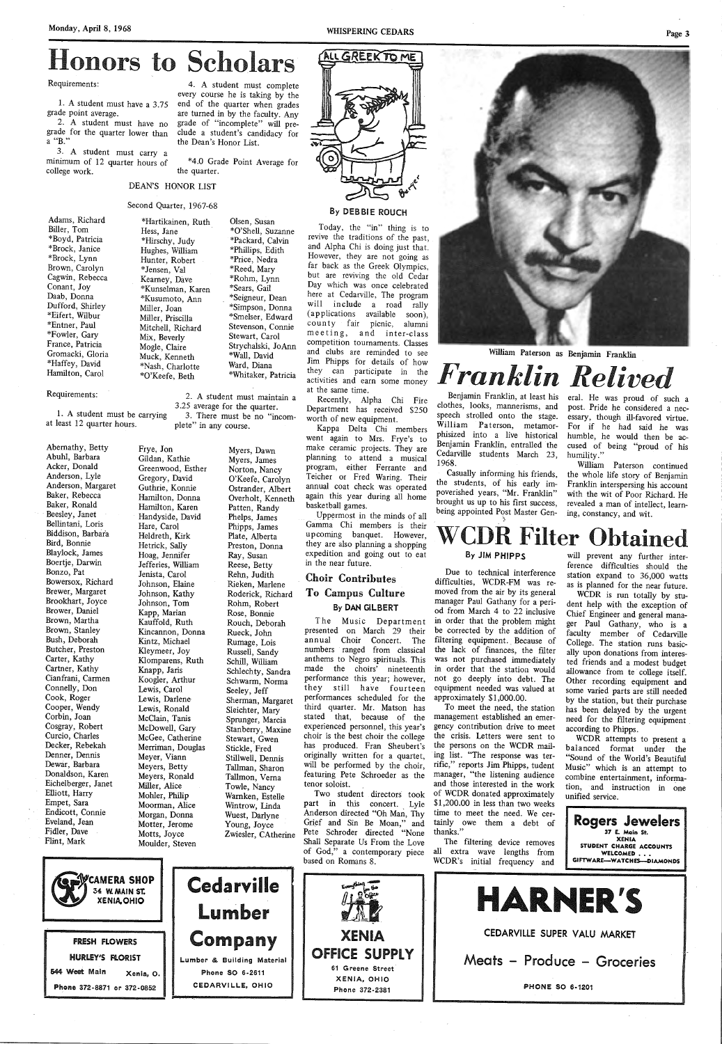# Honors to Scholars

Requirements:

1. A student must have a 3.75 grade point average.
2. A student must have no grade for the quarter lower than a "B."
3. A student must carry a minimum of 12 quarter hours of college work.
4. A student must complete every course he is taking by the end of the quarter when grades are turned in by the faculty. Any grade of "incomplete" will preclude a student's candidacy for the Dean's Honor List.

*4.0 Grade Point Average for the quarter.

DEAN'S HONOR LIST

Second Quarter, 1967-68

Adams, Richard
Biller, Tom
*Boyd, Patricia
*Brock, Janice
*Brock, Lynn
Brown, Carolyn
Cagwin, Rebecca
Conant, Joy
Daab, Donna
Dufford, Shirley
*Eifert, Wilbur
*Entner, Paul
*Fowler, Gary
France, Patricia
Gromacki, Gloria
*Haffey, David
Hamilton, Carol
*Hartikainen, Ruth
Hess, Jane
*Hirschy, Judy
Hughes, William
Hunter, Robert
*Jensen, Val
Kearney, Dave
*Kunselman, Karen
*Kusumoto, Ann
Miller, Joan
Miller, Priscilla
Mitchell, Richard
Mix, Beverly
Mogle, Claire
Muck, Kenneth
*Nash, Charlotte
*O'Keefe, Beth
Olsen, Susan
*O'Shell, Suzanne
*Packard, Calvin
*Phillips, Edith
*Price, Nedra
*Reed, Mary
*Rohm, Lynn
*Sears, Gail
*Seigneur, Dean
*Simpson, Donna
*Smelser, Edward
Stevenson, Connie
Stewart, Carol
Strychalski, JoAnn
*Wall, David
Ward, Diana
*Whitaker, Patricia

Requirements:

1. A student must be carrying at least 12 quarter hours.
2. A student must maintain a 3.25 average for the quarter.
3. There must be no "incomplete" in any course.

Abernathy, Betty
Abuhl, Barbara
Acker, Donald
Anderson, Lyle
Anderson, Margaret
Baker, Rebecca
Baker, Ronald
Beesley, Janet
Bellintani, Loris
Biddison, Barbara
Bird, Bonnie
Blaylock, James
Boertje, Darwin
Bonzo, Pat
Bowersox, Richard
Brewer, Margaret
Brookhart, Joyce
Brower, Daniel
Brown, Martha
Brown, Stanley
Bush, Deborah
Butcher, Preston
Carter, Kathy
Cartner, Kathy
Cianfrani, Carmen
Connelly, Don
Cook, Roger
Cooper, Wendy
Corbin, Joan
Cosgray, Robert
Curcio, Charles
Decker, Rebekah
Denner, Dennis
Dewar, Barbara
Donaldson, Karen
Eichelberger, Janet
Elliott, Harry
Empet, Sara
Endicott, Connie
Eveland, Jean
Fidler, Dave
Flint, Mark
Frye, Jon
Gildan, Kathie
Greenwood, Esther
Gregory, David
Guthrie, Konnie
Hamilton, Donna
Hamilton, Karen
Handyside, David
Hare, Carol
Heldreth, Kirk
Hetrick, Sally
Hoag, Jennifer
Jefferies, William
Jenista, Carol
Johnson, Elaine
Johnson, Kathy
Johnson, Tom
Kapp, Marian
Kauffold, Ruth
Kincannon, Donna
Kintz, Michael
Kleymeer, Joy
Klomparens, Ruth
Knapp, Jaris
Koogler, Arthur
Lewis, Carol
Lewis, Darlene
Lewis, Ronald
McClain, Tanis
McDowell, Gary
McGee, Catherine
Merriman, Douglas
Meyer, Viann
Meyers, Betty
Meyers, Ronald
Miller, Alice
Mohler, Philip
Moorman, Alice
Morgan, Donna
Motter, Jerome
Motts, Joyce
Moulder, Steven
Myers, Dawn
Myers, James
Norton, Nancy
O'Keefe, Carolyn
Ostrander, Albert
Overholt, Kenneth
Patten, Randy
Phelps, James
Phipps, James
Plate, Alberta
Preston, Donna
Ray, Susan
Reese, Betty
Rehn, Judith
Rieken, Marlene
Roderick, Richard
Rohm, Robert
Rose, Bonnie
Rouch, Deborah
Rueck, John
Rumage, Lois
Russell, Sandy
Schill, William
Schlechty, Sandra
Schwarm, Norma
Seeley, Jeff
Sherman, Margaret
Sleichter, Mary
Sprunger, Marcia
Stanberry, Maxine
Stewart, Gwen
Stickle, Fred
Stillwell, Dennis
Tallman, Sharon
Tallmon, Verna
Towle, Nancy
Warnken, Estelle
Wintrow, Linda
Wuest, Darlyne
Young, Joyce
Zwiesler, CAtherine

# ALL GREEK TO ME

By DEBBIE ROUCH

Today, the "in" thing is to revive the traditions of the past, and Alpha Chi is doing just that. However, they are not going as far back as the Greek Olympics, but are reviving the old Cedar Day which was once celebrated here at Cedarville. The program will include a road rally (applications available soon), county fair picnic, alumni meeting, and inter-class competition tournaments. Classes and clubs are reminded to see Jim Phipps for details of how they can participate in the activities and earn some money at the same time.

Recently, Alpha Chi Fire Department has received $250 worth of new equipment.

Kappa Delta Chi members went again to Mrs. Frye's to make ceramic projects. They are planning to attend a musical program, either Ferrante and Teicher or Fred Waring. Their annual coat check was operated again this year during all home basketball games.

Uppermost in the minds of all Gamma Chi members is their upcoming banquet. However, they are also planning a shopping expedition and going out to eat in the near future.

## Choir Contributes To Campus Culture

By DAN GILBERT

The Music Department presented on March 29 their annual Choir Concert. The numbers ranged from classical anthems to Negro spirituals. This made the choirs' nineteenth performance this year; however, they still have fourteen performances scheduled for the third quarter. Mr. Matson has stated that, because of the experienced personnel, this year's choir is the best choir the college has produced. Fran Sheubert's originally written for a quartet, will be performed by the choir, featuring Pete Schroeder as the tenor soloist.

Two student directors took part in this concert. Lyle Anderson directed "Oh Man, Thy Grief and Sin Be Moan," and Pete Schroder directed "None Shall Separate Us From the Love of God," a contemporary piece based on Romans 8.

William Paterson as Benjamin Franklin

# *Franklin Relived*

Benjamin Franklin, at least his clothes, looks, mannerisms, and speech strolled onto the stage. William Paterson, metamorphisized into a live historical Benjamin Franklin, entralled the Cedarville students March 23, 1968.

Casually informing his friends, the students, of his early impoverished years, "Mr. Franklin" brought us up to his first success, being appointed Post Master General. He was proud of such a post. Pride he considered a necessary, though ill-favored virtue. For if he had said he was humble, he would then be accused of being "proud of his humility."

William Paterson continued the whole life story of Benjamin Franklin interspersing his account with the wit of Poor Richard. He revealed a man of intellect, learning, constancy, and wit.

# WCDR Filter Obtained

By JIM PHIPPS

Due to technical interference difficulties, WCDR-FM was removed from the air by its general manager Paul Gathany for a period from March 4 to 22 inclusive in order that the problem might be corrected by the addition of filtering equipment. Because of the lack of finances, the filter was not purchased immediately in order that the station would not go deeply into debt. The equipment needed was valued at approximately $1,000.00.

To meet the need, the station management established an emergency contribution drive to meet the crisis. Letters were sent to the persons on the WCDR mailing list. "The response was terrific," reports Jim Phipps, tudent manager, "the listening audience and those interested in the work of WCDR donated approximately $1,200.00 in less than two weeks time to meet the need. We certainly owe them a debt of thanks."

The filtering device removes all extra wave lengths from WCDR's initial frequency and will prevent any further interference difficulties should the station expand to 36,000 watts as is planned for the near future.

WCDR is run totally by student help with the exception of Chief Engineer and general manager Paul Gathany, who is a faculty member of Cedarville College. The station runs basically upon donations from interested friends and a modest budget allowance from te college itself. Other recording equipment and some varied parts are still needed by the station, but their purchase has been delayed by the urgent need for the filtering equipment according to Phipps.

WCDR attempts to present a balanced format under the "Sound of the World's Beautiful Music" which is an attempt to combine entertainment, information, and instruction in one unified service.

**Rogers Jewelers**
37 E. Main St.
XENIA
STUDENT CHARGE ACCOUNTS
WELCOMED . . .
GIFTWARE—WATCHES—DIAMONDS

**CAMERA SHOP**
34 W. MAIN ST.
XENIA, OHIO

**FRESH FLOWERS**
HURLEY'S FLORIST
544 West Main Xenia, O.
Phone 372-8871 or 372-0852

**Cedarville Lumber Company**
Lumber & Building Material
Phone SO 6-2611
CEDARVILLE, OHIO

**XENIA OFFICE SUPPLY**
61 Greene Street
XENIA, OHIO
Phone 372-2381

**HARNER'S**
CEDARVILLE SUPER VALU MARKET
Meats – Produce – Groceries
PHONE SO 6-1201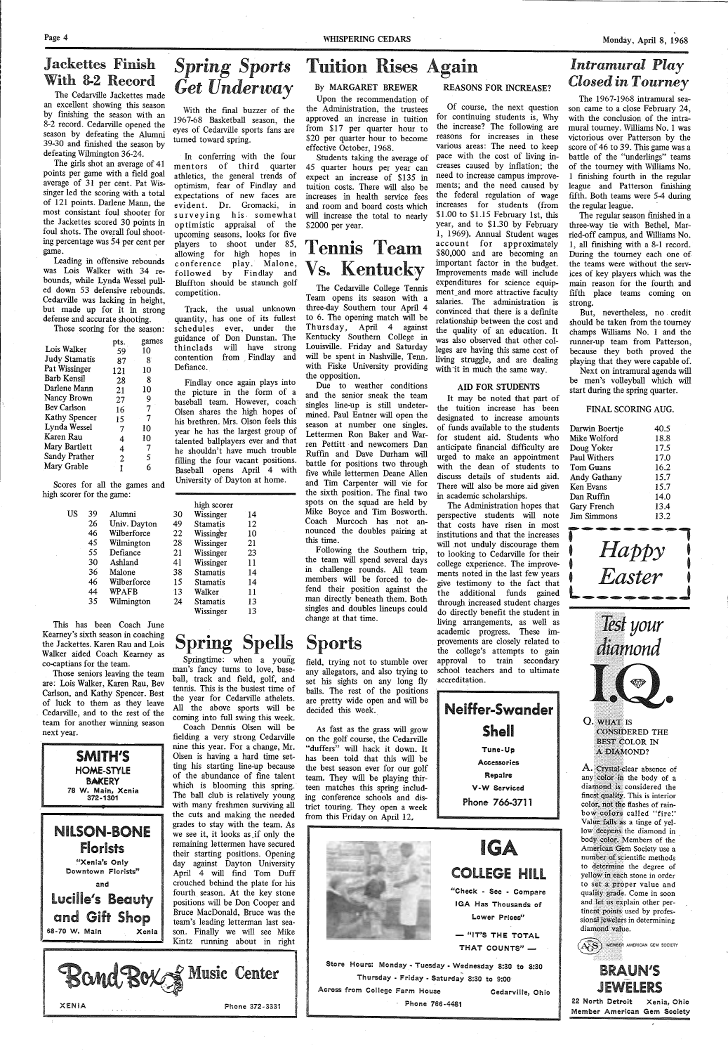## Jackettes Finish With 8-2 Record

The Cedarville Jackettes made an excellent showing this season by finishing the season with an 8-2 record. Cedarville opened the season by defeating the Alumni 39-30 and finished the season by defeating Wilmington 36-24.

The girls shot an average of 41 points per game with a field goal average of 31 per cent. Pat Wissinger led the scoring with a total of 121 points. Darlene Mann, the most consistant foul shooter for the Jackettes scored 30 points in foul shots. The overall foul shooting percentage was 54 per cent per game.

Leading in offensive rebounds was Lois Walker with 34 rebounds, while Lynda Wessel pulled down 53 defensive rebounds. Cedarville was lacking in height, but made up for it in strong defense and accurate shooting.

Those scoring for the season:

| | pts. | games |
|---|---|---|
| Lois Walker | 59 | 10 |
| Judy Stamatis | 87 | 8 |
| Pat Wissinger | 121 | 10 |
| Barb Kensil | 28 | 8 |
| Darlene Mann | 21 | 10 |
| Nancy Brown | 27 | 9 |
| Bev Carlson | 16 | 7 |
| Kathy Spencer | 15 | 7 |
| Lynda Wessel | 7 | 10 |
| Karen Rau | 4 | 10 |
| Mary Bartlett | 4 | 7 |
| Sandy Prather | 2 | 5 |
| Mary Grable | 1 | 6 |

Scores for all the games and high scorer for the game:

| US | | | | high scorer | |
|---|---|---|---|---|---|
| | 39 | Alumni | 30 | Wissinger | 14 |
| | 26 | Univ. Dayton | 49 | Stamatis | 12 |
| | 46 | Wilberforce | 22 | Wissinger | 10 |
| | 45 | Wilmington | 28 | Wissinger | 21 |
| | 55 | Defiance | 21 | Wissinger | 23 |
| | 30 | Ashland | 41 | Wissinger | 11 |
| | 36 | Malone | 38 | Stamatis | 14 |
| | 46 | Wilberforce | 15 | Stamatis | 14 |
| | 44 | WPAFB | 13 | Walker | 11 |
| | 35 | Wilmington | 24 | Stamatis | 13 |
| | | | | Wissinger | 13 |

This has been Coach June Kearney's sixth season in coaching the Jackettes. Karen Rau and Lois Walker aided Coach Kearney as co-captians for the team.

Those seniors leaving the team are: Lois Walker, Karen Rau, Bev Carlson, and Kathy Spencer. Best of luck to them as they leave Cedarville, and to the rest of the team for another winning season next year.

**SMITH'S**
**HOME-STYLE BAKERY**
78 W. Main, Xenia
372-1301

**NILSON-BONE Florists**
"Xenia's Only Downtown Florists"
and
**Lucille's Beauty and Gift Shop**
68-70 W. Main Xenia

## *Spring Sports Get Underway*

With the final buzzer of the 1967-68 Basketball season, the eyes of Cedarville sports fans are turned toward spring.

In conferring with the four mentors of third quarter athletics, the general trends of optimism, fear of Findlay and expectations of new faces are evident. Dr. Gromacki, in surveying his somewhat optimistic appraisal of the upcoming seasons, looks for five players to shoot under 85, allowing for high hopes in conference play. Malone, followed by Findlay and Bluffton should be staunch golf competition.

Track, the usual unknown quantity, has one of its fullest schedules ever, under the guidance of Don Dunstan. The thinclads will have strong contention from Findlay and Defiance.

Findlay once again plays into the picture in the form of a baseball team. However, coach Olsen shares the high hopes of his brethren. Mrs. Olsen feels this year he has the largest group of talented ballplayers ever and that he shouldn't have much trouble filling the four vacant positions. Baseball opens April 4 with University of Dayton at home.

## Spring Spells Sports

Springtime: when a young man's fancy turns to love, baseball, track and field, golf, and tennis. This is the busiest time of the year for Cedarville athelets. All the above sports will be coming into full swing this week.

Coach Dennis Olsen will be fielding a very strong Cedarville nine this year. For a change, Mr. Olsen is having a hard time setting his starting line-up because of the abundance of fine talent which is blooming this spring. The ball club is relatively young with many freshmen surviving all the cuts and making the needed grades to stay with the team. As we see it, it looks as if only the remaining lettermen have secured their starting positions. Opening day against Dayton University April 4 will find Tom Duff crouched behind the plate for his fourth season. At the key stone positions will be Don Cooper and Bruce MacDonald, Bruce was the team's leading letterman last season. Finally we will see Mike Kintz running about in right field, trying not to stumble over any allegators, and also trying to set his sights on any long fly balls. The rest of the positions are pretty wide open and will be decided this week.

As fast as the grass will grow on the golf course, the Cedarville "duffers" will hack it down. It has been told that this will be the best season ever for our golf team. They will be playing thirteen matches this spring including conference schools and district touring. They open a week from this Friday on April 12.

## Tuition Rises Again

By MARGARET BREWER

Upon the recommendation of the Administration, the trustees approved an increase in tuition from $17 per quarter hour to $20 per quarter hour to become effective October, 1968.

Students taking the average of 45 quarter hours per year can expect an increase of $135 in tuition costs. There will also be increases in health service fees and room and board costs which will increase the total to nearly $2000 per year.

### REASONS FOR INCREASE?

Of course, the next question for continuing students is, Why the increase? The following are reasons for increases in these various areas: The need to keep pace with the cost of living increases caused by inflation; the need to increase campus improvements; and the need caused by the federal regulation of wage increases for students (from $1.00 to $1.15 February 1st, this year, and to $1.30 by February 1, 1969). Annual Student wages account for approximately $80,000 and are becoming an important factor in the budget. Improvements made will include expenditures for science equipment and more attractive faculty salaries. The administration is convinced that there is a definite relationship between the cost and the quality of an education. It was also observed that other colleges are having this same cost of living struggle, and are dealing with it in much the same way.

### AID FOR STUDENTS

It may be noted that part of the tuition increase has been designated to increase amounts of funds available to the students for student aid. Students who anticipate financial difficulty are urged to make an appointment with the dean of students to discuss details of students aid. There will also be more aid given in academic scholarships.

The Administration hopes that perspective students will note that costs have risen in most institutions and that the increases will not unduly discourage them to looking to Cedarville for their college experience. The improvements noted in the last few years give testimony to the fact that the additional funds gained through increased student charges do directly benefit the student in living arrangements, as well as academic progress. These improvements are closely related to the college's attempts to gain approval to train secondary school teachers and to ultimate accreditation.

## Tennis Team Vs. Kentucky

The Cedarville College Tennis Team opens its season with a three-day Southern tour April 4 to 6. The opening match will be Thursday, April 4 against Kentucky Southern College in Louisville. Friday and Saturday will be spent in Nashville, Tenn. with Fiske University providing the opposition.

Due to weather conditions and the senior sneak the team singles line-up is still undetermined. Paul Entner will open the season at number one singles. Lettermen Ron Baker and Warren Pettitt and newcomers Dan Ruffin and Dave Durham will battle for positions two through five while lettermen Deane Allen and Tim Carpenter will vie for the sixth position. The final two spots on the squad are held by Mike Boyce and Tim Bosworth. Coach Murcoch has not announced the doubles pairing at this time.

Following the Southern trip, the team will spend several days in challenge rounds. All team members will be forced to defend their position against the man directly beneath them. Both singles and doubles lineups could change at that time.

**Neiffer-Swander Shell**
Tune-Up
Accessories
Repairs
V-W Serviced
Phone 766-3711

**IGA COLLEGE HILL**
"Check - See - Compare IGA Has Thousands of Lower Prices"
— "IT'S THE TOTAL THAT COUNTS" —
Store Hours: Monday - Tuesday - Wednesday 8:30 to 8:30
Thursday - Friday - Saturday 8:30 to 9:00
Across from College Farm House Cedarville, Ohio
Phone 766-4481

**Band Box Music Center**
XENIA Phone 372-3331

## *Intramural Play Closed in Tourney*

The 1967-1968 intramural season came to a close February 24, with the conclusion of the intramural tourney. Williams No. 1 was victorious over Patterson by the score of 46 to 39. This game was a battle of the "underlings" teams of the tourney with Williams No. 1 finishing fourth in the regular league and Patterson finishing fifth. Both teams were 5-4 during the regular league.

The regular season finished in a three-way tie with Bethel, Married-off campus, and Williams No. 1, all finishing with a 8-1 record. During the tourney each one of the teams were without the services of key players which was the main reason for the fourth and fifth place teams coming on strong.

But, nevertheless, no credit should be taken from the tourney champs Williams No. 1 and the runner-up team from Patterson, because they both proved the playing that they were capable of.

Next on intramural agenda will be men's volleyball which will start during the spring quarter.

FINAL SCORING AUG.

| | |
|---|---|
| Darwin Boertje | 40.5 |
| Mike Wolford | 18.8 |
| Doug Yoker | 17.5 |
| Paul Withers | 17.0 |
| Tom Guans | 16.2 |
| Andy Gathany | 15.7 |
| Ken Evans | 15.7 |
| Dan Ruffin | 14.0 |
| Gary French | 13.4 |
| Jim Simmons | 13.2 |

*Happy Easter*

*Test your diamond I.Q.*

Q. WHAT IS CONSIDERED THE BEST COLOR IN A DIAMOND?

A. Crystal-clear absence of any color in the body of a diamond is considered the finest quality. This is interior color, not the flashes of rainbow colors called "fire." Value falls as a tinge of yellow deepens the diamond in body color. Members of the American Gem Society use a number of scientific methods to determine the degree of yellow in each stone in order to set a proper value and quality grade. Come in soon and let us explain other pertinent points used by professional jewelers in determining diamond value.

MEMBER AMERICAN GEM SOCIETY

**BRAUN'S JEWELERS**
22 North Detroit Xenia, Ohio
Member American Gem Society